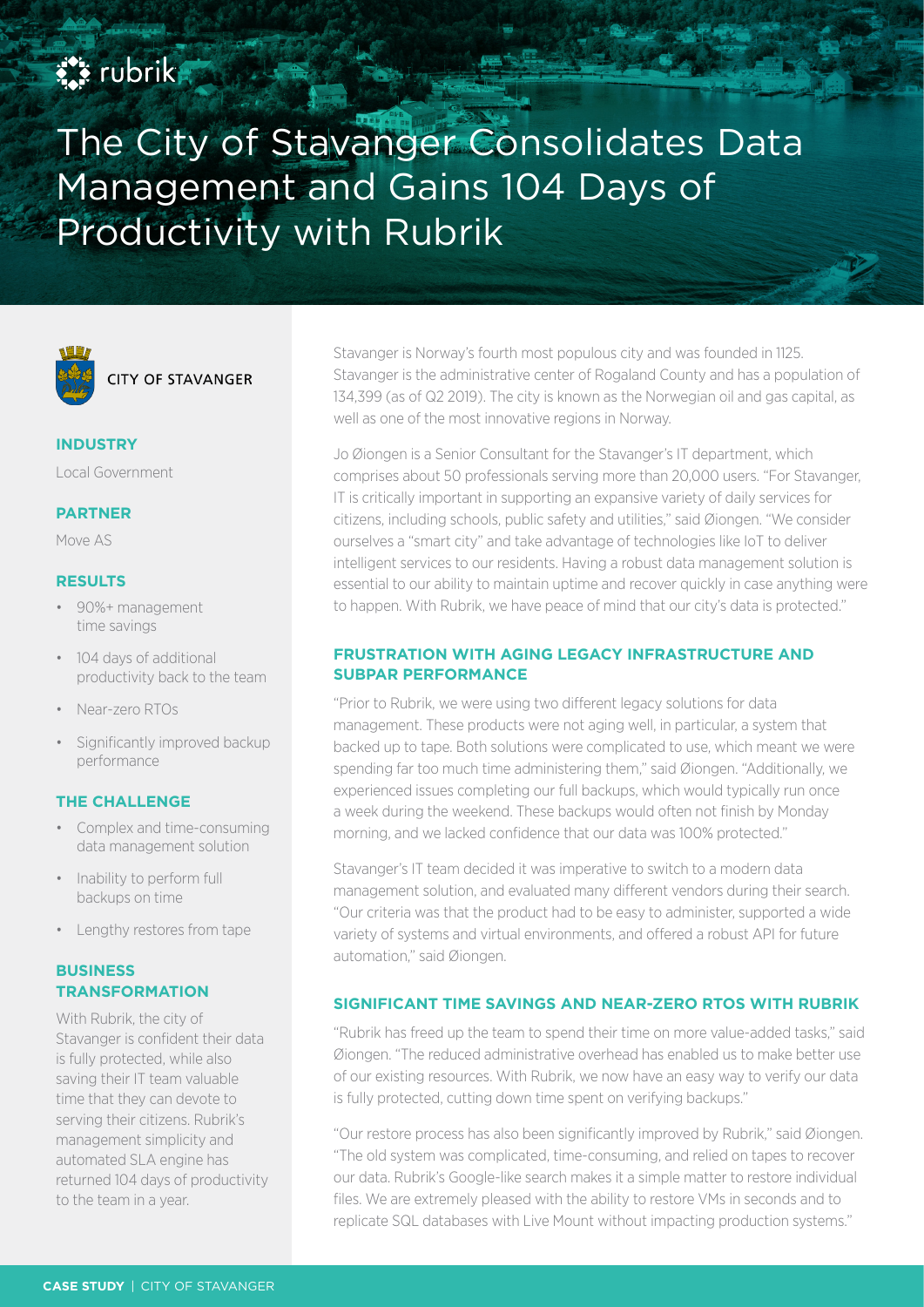rubrik

# The City of Stavanger Consolidates Data Management and Gains 104 Days of Productivity with Rubrik

CITY OF STAVANGER

### INDUSTRY

Local Government

### PARTNER

Move AS

### RESULTS

- 90%+ management time savings
- 104 days of additional productivity back to the team
- Near-zero RTOs
- Significantly improved backup performance

### THE CHALLENGE

- Complex and time-consuming data management solution
- Inability to perform full backups on time
- Lengthy restores from tape

### BUSINESS TRANSFORMATION

With Rubrik, the city of Stavanger is confident their data is fully protected, while also saving their IT team valuable time that they can devote to serving their citizens. Rubrik's management simplicity and automated SLA engine has returned 104 days of productivity to the team in a year.

Stavanger is Norway's fourth most populous city and was founded in 1125. Stavanger is the administrative center of Rogaland County and has a population of 134,399 (as of Q2 2019). The city is known as the Norwegian oil and gas capital, as well as one of the most innovative regions in Norway.

Jo Øiongen is a Senior Consultant for the Stavanger's IT department, which comprises about 50 professionals serving more than 20,000 users. "For Stavanger, IT is critically important in supporting an expansive variety of daily services for citizens, including schools, public safety and utilities," said Øiongen. "We consider ourselves a "smart city" and take advantage of technologies like IoT to deliver intelligent services to our residents. Having a robust data management solution is essential to our ability to maintain uptime and recover quickly in case anything were to happen. With Rubrik, we have peace of mind that our city's data is protected."

## FRUSTRATION WITH AGING LEGACY INFRASTRUCTURE AND SUBPAR PERFORMANCE

"Prior to Rubrik, we were using two different legacy solutions for data management. These products were not aging well, in particular, a system that backed up to tape. Both solutions were complicated to use, which meant we were spending far too much time administering them," said Øiongen. "Additionally, we experienced issues completing our full backups, which would typically run once a week during the weekend. These backups would often not finish by Monday morning, and we lacked confidence that our data was 100% protected."

Stavanger's IT team decided it was imperative to switch to a modern data management solution, and evaluated many different vendors during their search. "Our criteria was that the product had to be easy to administer, supported a wide variety of systems and virtual environments, and offered a robust API for future automation," said Øiongen.

## SIGNIFICANT TIME SAVINGS AND NEAR-ZERO RTOS WITH RUBRIK

"Rubrik has freed up the team to spend their time on more value-added tasks," said Øiongen. "The reduced administrative overhead has enabled us to make better use of our existing resources. With Rubrik, we now have an easy way to verify our data is fully protected, cutting down time spent on verifying backups."

"Our restore process has also been significantly improved by Rubrik," said Øiongen. "The old system was complicated, time-consuming, and relied on tapes to recover our data. Rubrik's Google-like search makes it a simple matter to restore individual files. We are extremely pleased with the ability to restore VMs in seconds and to replicate SQL databases with Live Mount without impacting production systems."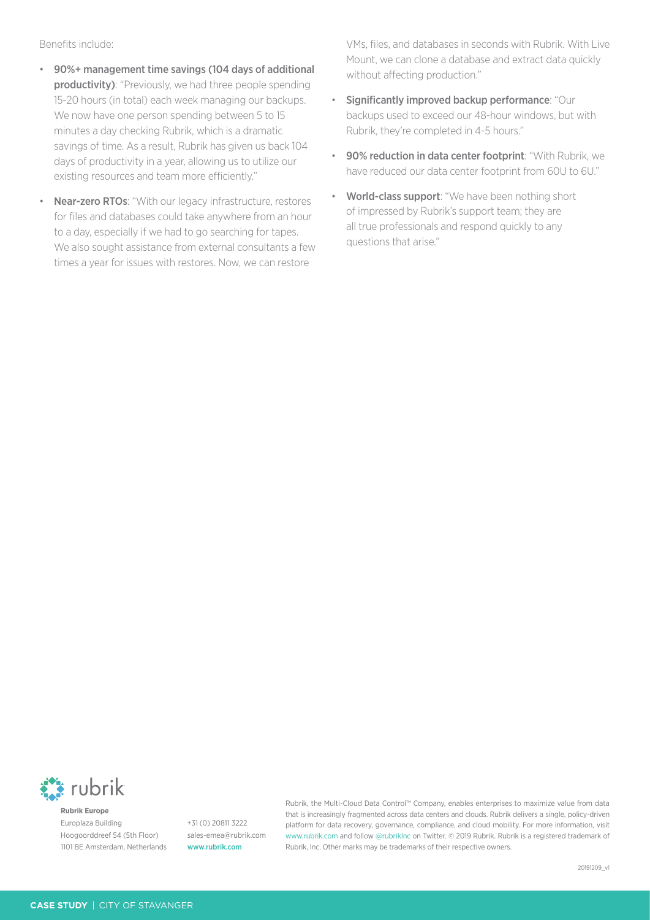Benefits include:

- **90%+ management time savings (104 days of additional productivity)**: "Previously, we had three people spending 15-20 hours (in total) each week managing our backups. We now have one person spending between 5 to 15 minutes a day checking Rubrik, which is a dramatic savings of time. As a result, Rubrik has given us back 104 days of productivity in a year, allowing us to utilize our existing resources and team more efficiently."
- **Near-zero RTOs**: "With our legacy infrastructure, restores for files and databases could take anywhere from an hour to a day, especially if we had to go searching for tapes. We also sought assistance from external consultants a few times a year for issues with restores. Now, we can restore VMs, files, and databases in seconds with Rubrik. With Live Mount, we can clone a database and extract data quickly without affecting production."
- **Significantly improved backup performance**: "Our backups used to exceed our 48-hour windows, but with Rubrik, they're completed in 4-5 hours."
- **90% reduction in data center footprint**: "With Rubrik, we have reduced our data center footprint from 60U to 6U."
- **World-class support**: "We have been nothing short of impressed by Rubrik's support team; they are all true professionals and respond quickly to any questions that arise."

rubrik

**Rubrik Europe**
Europlaza Building
Hoogoorddreef 54 (5th Floor)
1101 BE Amsterdam, Netherlands

+31 (0) 20811 3222
sales-emea@rubrik.com
www.rubrik.com

Rubrik, the Multi-Cloud Data Control™ Company, enables enterprises to maximize value from data that is increasingly fragmented across data centers and clouds. Rubrik delivers a single, policy-driven platform for data recovery, governance, compliance, and cloud mobility. For more information, visit www.rubrik.com and follow @rubrikInc on Twitter. © 2019 Rubrik. Rubrik is a registered trademark of Rubrik, Inc. Other marks may be trademarks of their respective owners.

20191209_v1